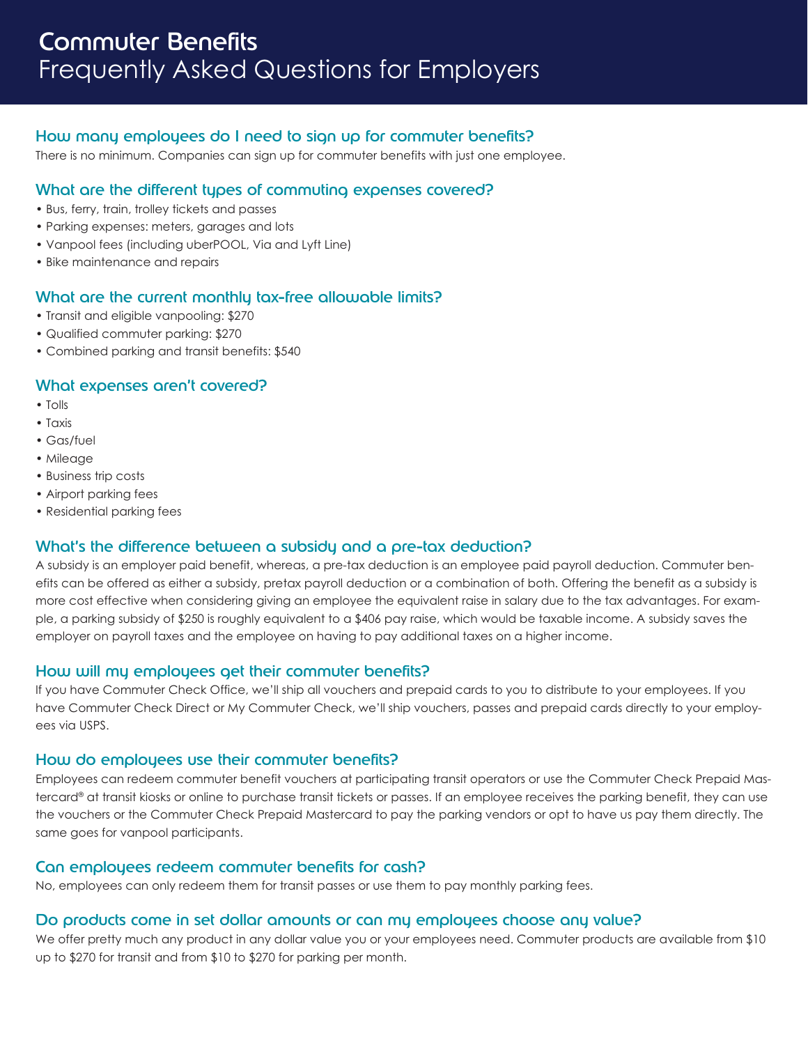# Commuter Benefits
## Frequently Asked Questions for Employers

### How many employees do I need to sign up for commuter benefits?

There is no minimum. Companies can sign up for commuter benefits with just one employee.

### What are the different types of commuting expenses covered?

- Bus, ferry, train, trolley tickets and passes
- Parking expenses: meters, garages and lots
- Vanpool fees (including uberPOOL, Via and Lyft Line)
- Bike maintenance and repairs

### What are the current monthly tax-free allowable limits?

- Transit and eligible vanpooling: $270
- Qualified commuter parking: $270
- Combined parking and transit benefits: $540

### What expenses aren't covered?

- Tolls
- Taxis
- Gas/fuel
- Mileage
- Business trip costs
- Airport parking fees
- Residential parking fees

### What's the difference between a subsidy and a pre-tax deduction?

A subsidy is an employer paid benefit, whereas, a pre-tax deduction is an employee paid payroll deduction. Commuter benefits can be offered as either a subsidy, pretax payroll deduction or a combination of both. Offering the benefit as a subsidy is more cost effective when considering giving an employee the equivalent raise in salary due to the tax advantages. For example, a parking subsidy of $250 is roughly equivalent to a $406 pay raise, which would be taxable income. A subsidy saves the employer on payroll taxes and the employee on having to pay additional taxes on a higher income.

### How will my employees get their commuter benefits?

If you have Commuter Check Office, we'll ship all vouchers and prepaid cards to you to distribute to your employees. If you have Commuter Check Direct or My Commuter Check, we'll ship vouchers, passes and prepaid cards directly to your employees via USPS.

### How do employees use their commuter benefits?

Employees can redeem commuter benefit vouchers at participating transit operators or use the Commuter Check Prepaid Mastercard® at transit kiosks or online to purchase transit tickets or passes. If an employee receives the parking benefit, they can use the vouchers or the Commuter Check Prepaid Mastercard to pay the parking vendors or opt to have us pay them directly. The same goes for vanpool participants.

### Can employees redeem commuter benefits for cash?

No, employees can only redeem them for transit passes or use them to pay monthly parking fees.

### Do products come in set dollar amounts or can my employees choose any value?

We offer pretty much any product in any dollar value you or your employees need. Commuter products are available from $10 up to $270 for transit and from $10 to $270 for parking per month.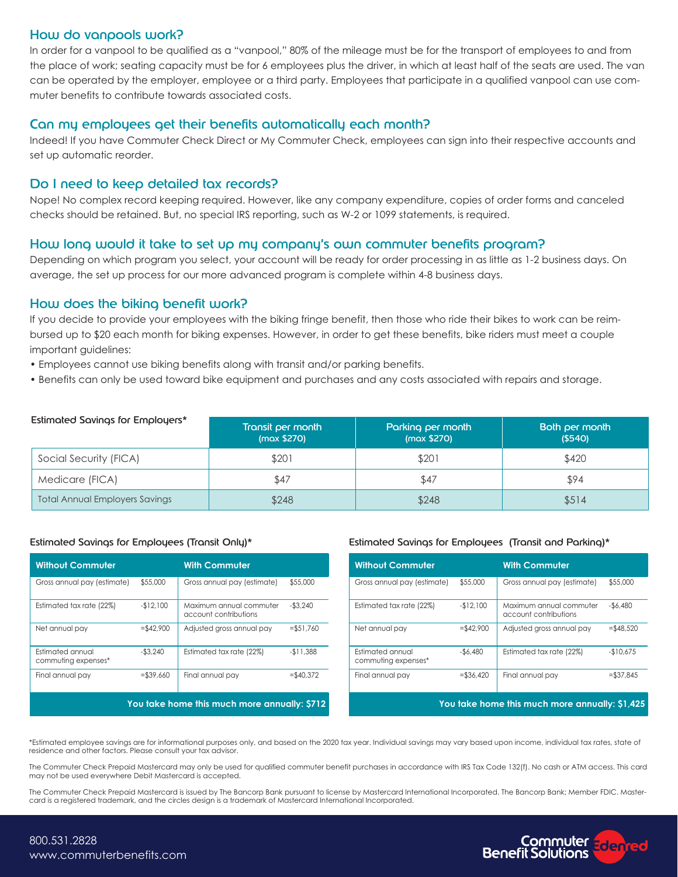## How do vanpools work?

In order for a vanpool to be qualified as a "vanpool," 80% of the mileage must be for the transport of employees to and from the place of work; seating capacity must be for 6 employees plus the driver, in which at least half of the seats are used. The van can be operated by the employer, employee or a third party. Employees that participate in a qualified vanpool can use commuter benefits to contribute towards associated costs.

## Can my employees get their benefits automatically each month?

Indeed! If you have Commuter Check Direct or My Commuter Check, employees can sign into their respective accounts and set up automatic reorder.

## Do I need to keep detailed tax records?

Nope! No complex record keeping required. However, like any company expenditure, copies of order forms and canceled checks should be retained. But, no special IRS reporting, such as W-2 or 1099 statements, is required.

## How long would it take to set up my company's own commuter benefits program?

Depending on which program you select, your account will be ready for order processing in as little as 1-2 business days. On average, the set up process for our more advanced program is complete within 4-8 business days.

## How does the biking benefit work?

If you decide to provide your employees with the biking fringe benefit, then those who ride their bikes to work can be reimbursed up to $20 each month for biking expenses. However, in order to get these benefits, bike riders must meet a couple important guidelines:

- Employees cannot use biking benefits along with transit and/or parking benefits.
- Benefits can only be used toward bike equipment and purchases and any costs associated with repairs and storage.

| Estimated Savings for Employers* | Transit per month (max $270) | Parking per month (max $270) | Both per month ($540) |
|---|---|---|---|
| Social Security (FICA) | $201 | $201 | $420 |
| Medicare (FICA) | $47 | $47 | $94 |
| Total Annual Employers Savings | $248 | $248 | $514 |

**Estimated Savings for Employees (Transit Only)***

| Without Commuter | | With Commuter | |
|---|---|---|---|
| Gross annual pay (estimate) | $55,000 | Gross annual pay (estimate) | $55,000 |
| Estimated tax rate (22%) | -$12,100 | Maximum annual commuter account contributions | -$3,240 |
| Net annual pay | =$42,900 | Adjusted gross annual pay | =$51,760 |
| Estimated annual commuting expenses* | -$3,240 | Estimated tax rate (22%) | -$11,388 |
| Final annual pay | =$39,660 | Final annual pay | =$40,372 |
| **You take home this much more annually: $712** | | | |

**Estimated Savings for Employees (Transit and Parking)***

| Without Commuter | | With Commuter | |
|---|---|---|---|
| Gross annual pay (estimate) | $55,000 | Gross annual pay (estimate) | $55,000 |
| Estimated tax rate (22%) | -$12,100 | Maximum annual commuter account contributions | -$6,480 |
| Net annual pay | =$42,900 | Adjusted gross annual pay | =$48,520 |
| Estimated annual commuting expenses* | -$6,480 | Estimated tax rate (22%) | -$10,675 |
| Final annual pay | =$36,420 | Final annual pay | =$37,845 |
| **You take home this much more annually: $1,425** | | | |

*Estimated employee savings are for informational purposes only, and based on the 2020 tax year. Individual savings may vary based upon income, individual tax rates, state of residence and other factors. Please consult your tax advisor.

The Commuter Check Prepaid Mastercard may only be used for qualified commuter benefit purchases in accordance with IRS Tax Code 132(f). No cash or ATM access. This card may not be used everywhere Debit Mastercard is accepted.

The Commuter Check Prepaid Mastercard is issued by The Bancorp Bank pursuant to license by Mastercard International Incorporated. The Bancorp Bank; Member FDIC. Mastercard is a registered trademark, and the circles design is a trademark of Mastercard International Incorporated.

800.531.2828
www.commuterbenefits.com

Commuter Benefit Solutions Edenred